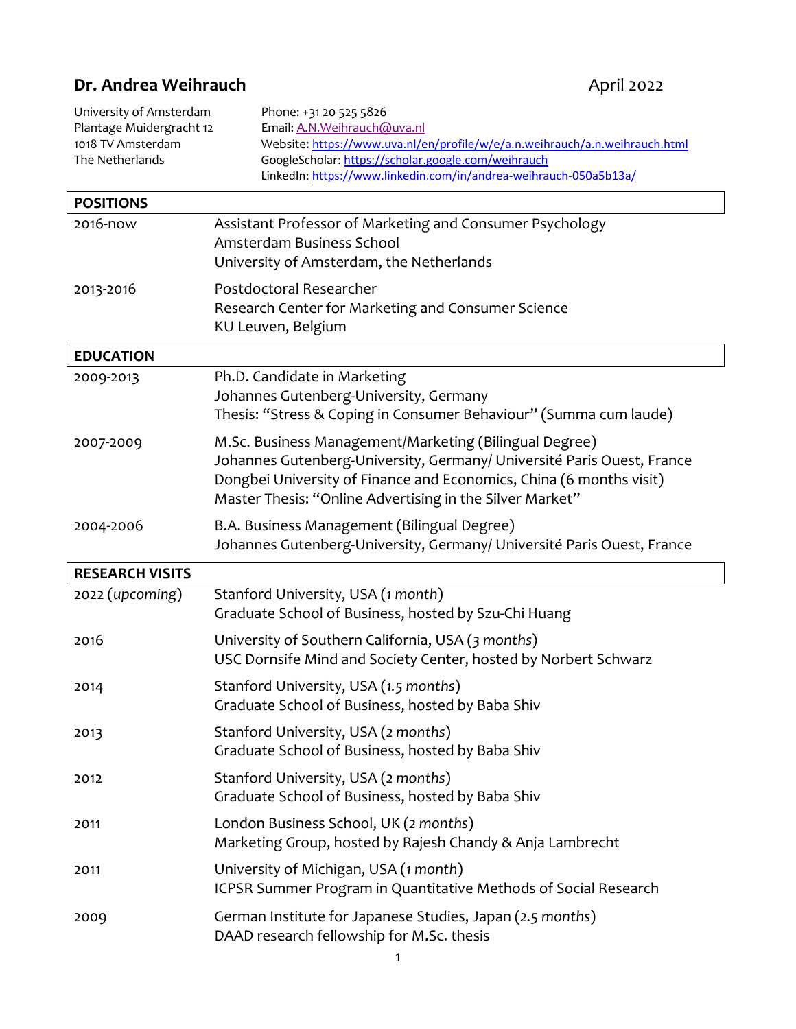# Dr. Andrea Weihrauch

April 2022

University of Amsterdam
Plantage Muidergracht 12
1018 TV Amsterdam
The Netherlands

Phone: +31 20 525 5826
Email: [A.N.Weihrauch@uva.nl](mailto:A.N.Weihrauch@uva.nl)
Website: https://www.uva.nl/en/profile/w/e/a.n.weihrauch/a.n.weihrauch.html
GoogleScholar: https://scholar.google.com/weihrauch
LinkedIn: https://www.linkedin.com/in/andrea-weihrauch-050a5b13a/

## POSITIONS

**2016-now**
Assistant Professor of Marketing and Consumer Psychology
Amsterdam Business School
University of Amsterdam, the Netherlands

**2013-2016**
Postdoctoral Researcher
Research Center for Marketing and Consumer Science
KU Leuven, Belgium

## EDUCATION

**2009-2013**
Ph.D. Candidate in Marketing
Johannes Gutenberg-University, Germany
Thesis: "Stress & Coping in Consumer Behaviour" (Summa cum laude)

**2007-2009**
M.Sc. Business Management/Marketing (Bilingual Degree)
Johannes Gutenberg-University, Germany/ Université Paris Ouest, France
Dongbei University of Finance and Economics, China (6 months visit)
Master Thesis: "Online Advertising in the Silver Market"

**2004-2006**
B.A. Business Management (Bilingual Degree)
Johannes Gutenberg-University, Germany/ Université Paris Ouest, France

## RESEARCH VISITS

**2022 (*upcoming*)**
Stanford University, USA (*1 month*)
Graduate School of Business, hosted by Szu-Chi Huang

**2016**
University of Southern California, USA (*3 months*)
USC Dornsife Mind and Society Center, hosted by Norbert Schwarz

**2014**
Stanford University, USA (*1.5 months*)
Graduate School of Business, hosted by Baba Shiv

**2013**
Stanford University, USA (*2 months*)
Graduate School of Business, hosted by Baba Shiv

**2012**
Stanford University, USA (*2 months*)
Graduate School of Business, hosted by Baba Shiv

**2011**
London Business School, UK (*2 months*)
Marketing Group, hosted by Rajesh Chandy & Anja Lambrecht

**2011**
University of Michigan, USA (*1 month*)
ICPSR Summer Program in Quantitative Methods of Social Research

**2009**
German Institute for Japanese Studies, Japan (*2.5 months*)
DAAD research fellowship for M.Sc. thesis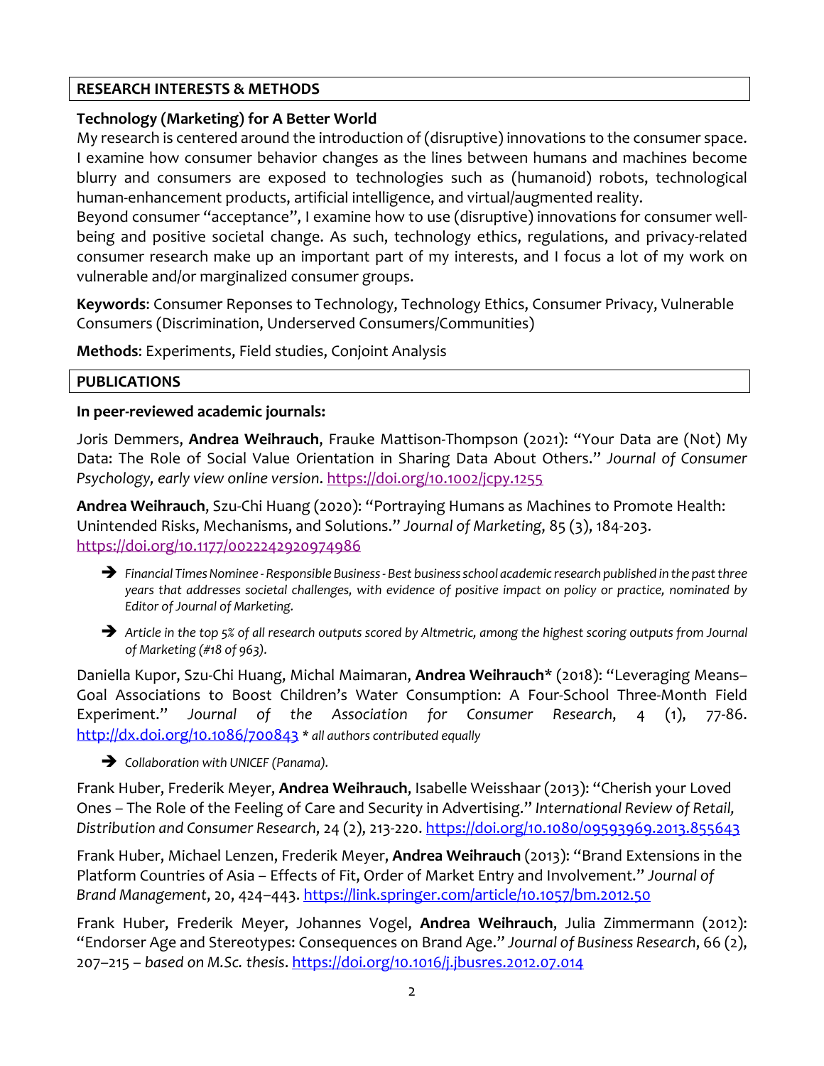## RESEARCH INTERESTS & METHODS

**Technology (Marketing) for A Better World**

My research is centered around the introduction of (disruptive) innovations to the consumer space. I examine how consumer behavior changes as the lines between humans and machines become blurry and consumers are exposed to technologies such as (humanoid) robots, technological human-enhancement products, artificial intelligence, and virtual/augmented reality.

Beyond consumer "acceptance", I examine how to use (disruptive) innovations for consumer well-being and positive societal change. As such, technology ethics, regulations, and privacy-related consumer research make up an important part of my interests, and I focus a lot of my work on vulnerable and/or marginalized consumer groups.

**Keywords**: Consumer Reponses to Technology, Technology Ethics, Consumer Privacy, Vulnerable Consumers (Discrimination, Underserved Consumers/Communities)

**Methods**: Experiments, Field studies, Conjoint Analysis

## PUBLICATIONS

**In peer-reviewed academic journals:**

Joris Demmers, **Andrea Weihrauch**, Frauke Mattison-Thompson (2021): "Your Data are (Not) My Data: The Role of Social Value Orientation in Sharing Data About Others." *Journal of Consumer Psychology, early view online version*. https://doi.org/10.1002/jcpy.1255

**Andrea Weihrauch**, Szu-Chi Huang (2020): "Portraying Humans as Machines to Promote Health: Unintended Risks, Mechanisms, and Solutions." *Journal of Marketing*, 85 (3), 184-203. https://doi.org/10.1177/0022242920974986

- ➔ *Financial Times Nominee - Responsible Business - Best business school academic research published in the past three years that addresses societal challenges, with evidence of positive impact on policy or practice, nominated by Editor of Journal of Marketing.*
- ➔ *Article in the top 5% of all research outputs scored by Altmetric, among the highest scoring outputs from Journal of Marketing (#18 of 963).*

Daniella Kupor, Szu-Chi Huang, Michal Maimaran, **Andrea Weihrauch*** (2018): "Leveraging Means–Goal Associations to Boost Children's Water Consumption: A Four-School Three-Month Field Experiment." *Journal of the Association for Consumer Research*, 4 (1), 77-86. http://dx.doi.org/10.1086/700843 * *all authors contributed equally*

- ➔ *Collaboration with UNICEF (Panama).*

Frank Huber, Frederik Meyer, **Andrea Weihrauch**, Isabelle Weisshaar (2013): "Cherish your Loved Ones – The Role of the Feeling of Care and Security in Advertising." *International Review of Retail, Distribution and Consumer Research*, 24 (2), 213-220. https://doi.org/10.1080/09593969.2013.855643

Frank Huber, Michael Lenzen, Frederik Meyer, **Andrea Weihrauch** (2013): "Brand Extensions in the Platform Countries of Asia – Effects of Fit, Order of Market Entry and Involvement." *Journal of Brand Management*, 20, 424–443. https://link.springer.com/article/10.1057/bm.2012.50

Frank Huber, Frederik Meyer, Johannes Vogel, **Andrea Weihrauch**, Julia Zimmermann (2012): "Endorser Age and Stereotypes: Consequences on Brand Age." *Journal of Business Research*, 66 (2), 207–215 – *based on M.Sc. thesis*. https://doi.org/10.1016/j.jbusres.2012.07.014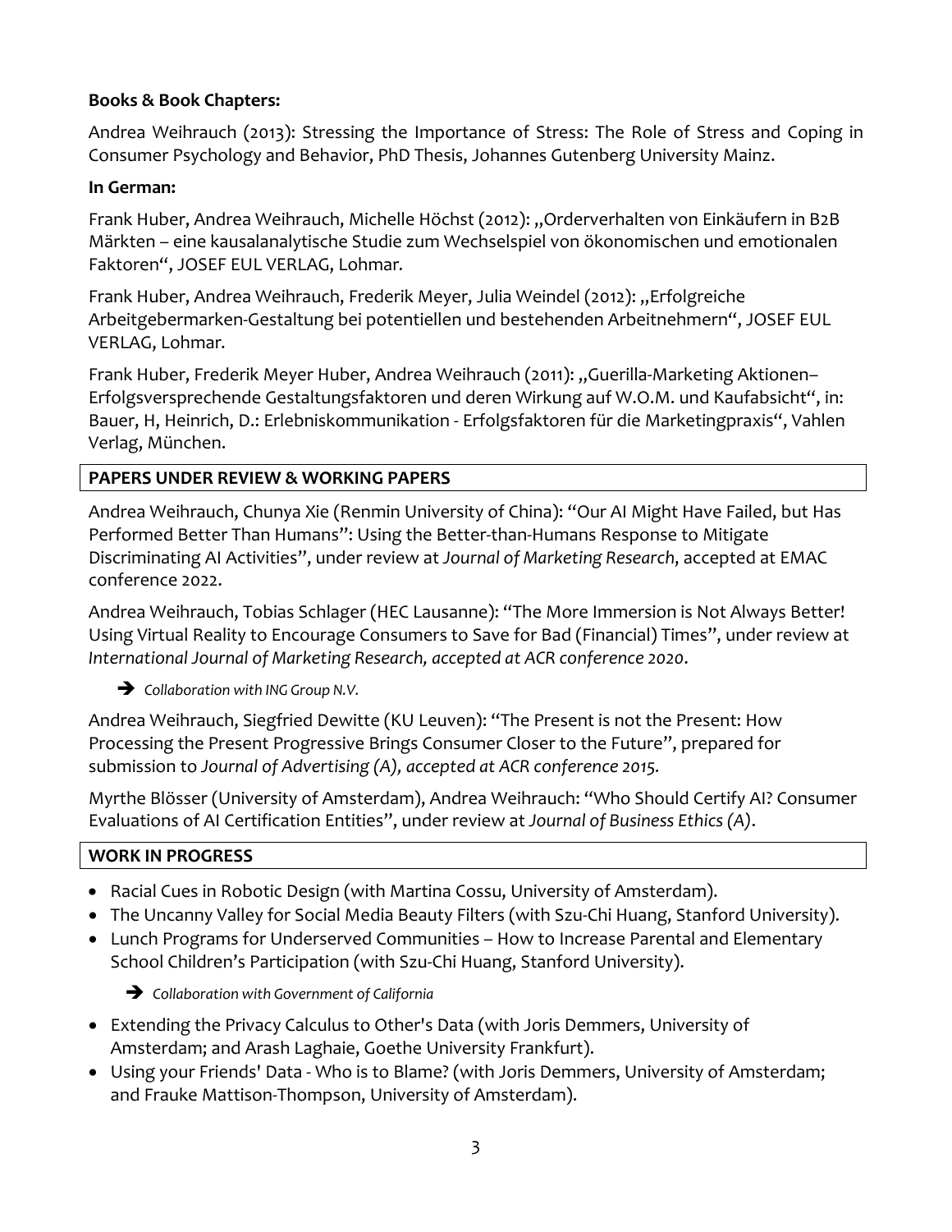**Books & Book Chapters:**

Andrea Weihrauch (2013): Stressing the Importance of Stress: The Role of Stress and Coping in Consumer Psychology and Behavior, PhD Thesis, Johannes Gutenberg University Mainz.

**In German:**

Frank Huber, Andrea Weihrauch, Michelle Höchst (2012): „Orderverhalten von Einkäufern in B2B Märkten – eine kausalanalytische Studie zum Wechselspiel von ökonomischen und emotionalen Faktoren", JOSEF EUL VERLAG, Lohmar.

Frank Huber, Andrea Weihrauch, Frederik Meyer, Julia Weindel (2012): „Erfolgreiche Arbeitgebermarken-Gestaltung bei potentiellen und bestehenden Arbeitnehmern", JOSEF EUL VERLAG, Lohmar.

Frank Huber, Frederik Meyer Huber, Andrea Weihrauch (2011): „Guerilla-Marketing Aktionen– Erfolgsversprechende Gestaltungsfaktoren und deren Wirkung auf W.O.M. und Kaufabsicht", in: Bauer, H, Heinrich, D.: Erlebniskommunikation - Erfolgsfaktoren für die Marketingpraxis", Vahlen Verlag, München.

## PAPERS UNDER REVIEW & WORKING PAPERS

Andrea Weihrauch, Chunya Xie (Renmin University of China): "Our AI Might Have Failed, but Has Performed Better Than Humans": Using the Better-than-Humans Response to Mitigate Discriminating AI Activities", under review at *Journal of Marketing Research*, accepted at EMAC conference 2022.

Andrea Weihrauch, Tobias Schlager (HEC Lausanne): "The More Immersion is Not Always Better! Using Virtual Reality to Encourage Consumers to Save for Bad (Financial) Times", under review at *International Journal of Marketing Research, accepted at ACR conference 2020*.

➔ *Collaboration with ING Group N.V.*

Andrea Weihrauch, Siegfried Dewitte (KU Leuven): "The Present is not the Present: How Processing the Present Progressive Brings Consumer Closer to the Future", prepared for submission to *Journal of Advertising (A), accepted at ACR conference 2015.*

Myrthe Blösser (University of Amsterdam), Andrea Weihrauch: "Who Should Certify AI? Consumer Evaluations of AI Certification Entities", under review at *Journal of Business Ethics (A)*.

## WORK IN PROGRESS

- Racial Cues in Robotic Design (with Martina Cossu, University of Amsterdam).
- The Uncanny Valley for Social Media Beauty Filters (with Szu-Chi Huang, Stanford University).
- Lunch Programs for Underserved Communities – How to Increase Parental and Elementary School Children's Participation (with Szu-Chi Huang, Stanford University).

  ➔ *Collaboration with Government of California*

- Extending the Privacy Calculus to Other's Data (with Joris Demmers, University of Amsterdam; and Arash Laghaie, Goethe University Frankfurt).
- Using your Friends' Data - Who is to Blame? (with Joris Demmers, University of Amsterdam; and Frauke Mattison-Thompson, University of Amsterdam).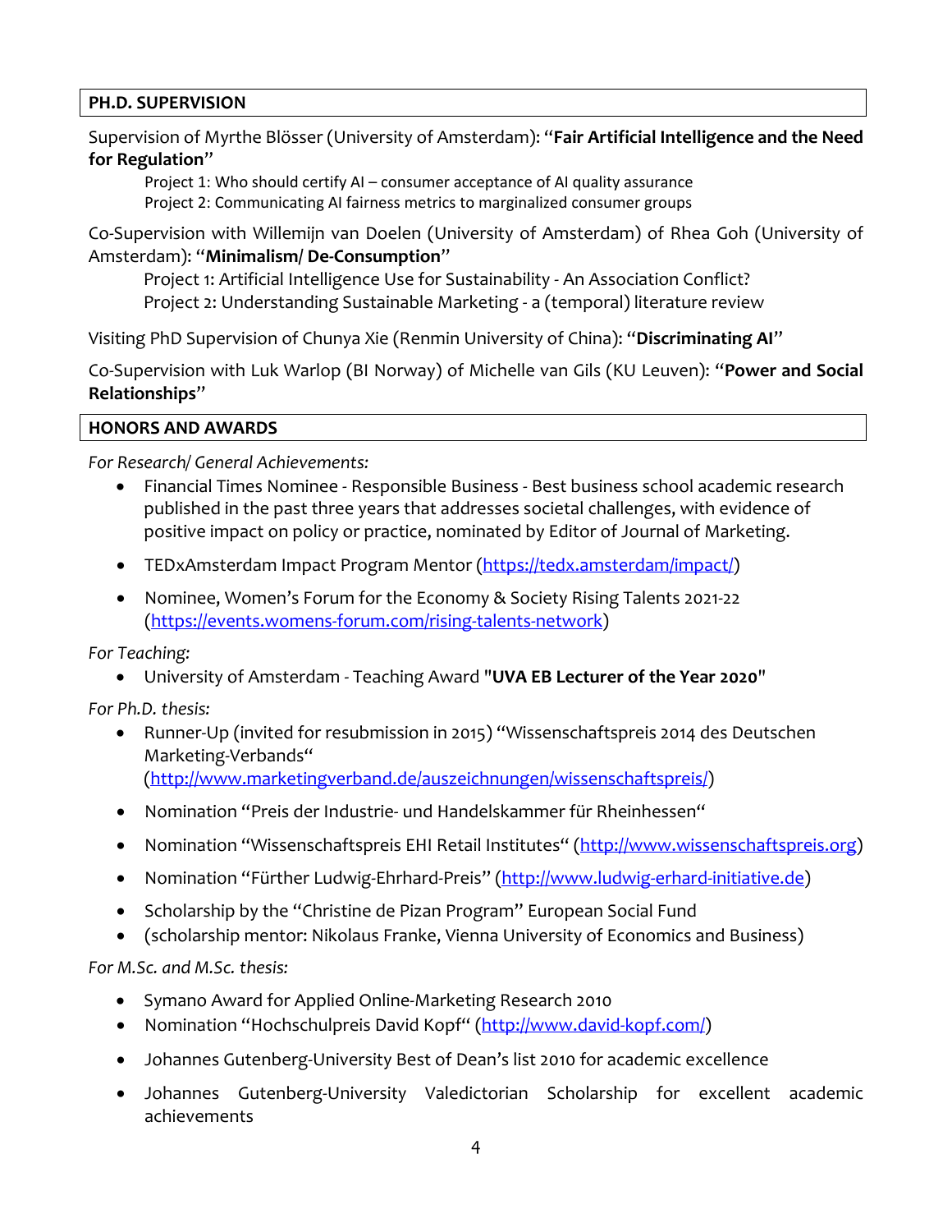## PH.D. SUPERVISION

Supervision of Myrthe Blösser (University of Amsterdam): "**Fair Artificial Intelligence and the Need for Regulation**"

Project 1: Who should certify AI – consumer acceptance of AI quality assurance
Project 2: Communicating AI fairness metrics to marginalized consumer groups

Co-Supervision with Willemijn van Doelen (University of Amsterdam) of Rhea Goh (University of Amsterdam): "**Minimalism/ De-Consumption**"

Project 1: Artificial Intelligence Use for Sustainability - An Association Conflict?
Project 2: Understanding Sustainable Marketing - a (temporal) literature review

Visiting PhD Supervision of Chunya Xie (Renmin University of China): "**Discriminating AI**"

Co-Supervision with Luk Warlop (BI Norway) of Michelle van Gils (KU Leuven): "**Power and Social Relationships**"

## HONORS AND AWARDS

*For Research/ General Achievements:*

- Financial Times Nominee - Responsible Business - Best business school academic research published in the past three years that addresses societal challenges, with evidence of positive impact on policy or practice, nominated by Editor of Journal of Marketing.
- TEDxAmsterdam Impact Program Mentor (https://tedx.amsterdam/impact/)
- Nominee, Women's Forum for the Economy & Society Rising Talents 2021-22 (https://events.womens-forum.com/rising-talents-network)

*For Teaching:*

- University of Amsterdam - Teaching Award "**UVA EB Lecturer of the Year 2020**"

*For Ph.D. thesis:*

- Runner-Up (invited for resubmission in 2015) "Wissenschaftspreis 2014 des Deutschen Marketing-Verbands" (http://www.marketingverband.de/auszeichnungen/wissenschaftspreis/)
- Nomination "Preis der Industrie- und Handelskammer für Rheinhessen"
- Nomination "Wissenschaftspreis EHI Retail Institutes" (http://www.wissenschaftspreis.org)
- Nomination "Fürther Ludwig-Ehrhard-Preis" (http://www.ludwig-erhard-initiative.de)
- Scholarship by the "Christine de Pizan Program" European Social Fund
- (scholarship mentor: Nikolaus Franke, Vienna University of Economics and Business)

*For M.Sc. and M.Sc. thesis:*

- Symano Award for Applied Online-Marketing Research 2010
- Nomination "Hochschulpreis David Kopf" (http://www.david-kopf.com/)
- Johannes Gutenberg-University Best of Dean's list 2010 for academic excellence
- Johannes Gutenberg-University Valedictorian Scholarship for excellent academic achievements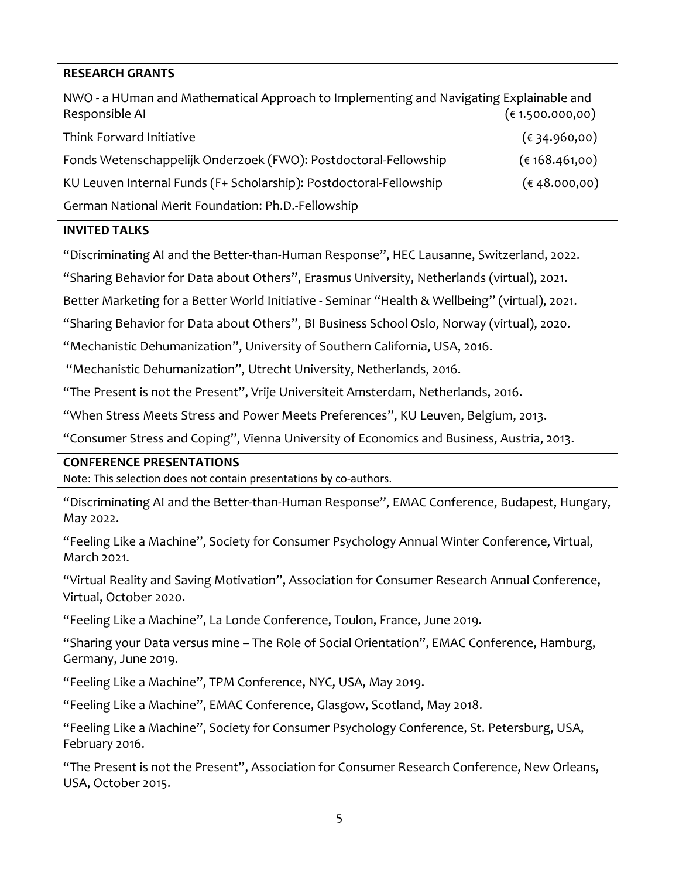## RESEARCH GRANTS

| | |
|---|---|
| NWO - a HUman and Mathematical Approach to Implementing and Navigating Explainable and Responsible AI | (€ 1.500.000,00) |
| Think Forward Initiative | (€ 34.960,00) |
| Fonds Wetenschappelijk Onderzoek (FWO): Postdoctoral-Fellowship | (€ 168.461,00) |
| KU Leuven Internal Funds (F+ Scholarship): Postdoctoral-Fellowship | (€ 48.000,00) |
| German National Merit Foundation: Ph.D.-Fellowship | |

## INVITED TALKS

"Discriminating AI and the Better-than-Human Response", HEC Lausanne, Switzerland, 2022.

"Sharing Behavior for Data about Others", Erasmus University, Netherlands (virtual), 2021.

Better Marketing for a Better World Initiative - Seminar "Health & Wellbeing" (virtual), 2021.

"Sharing Behavior for Data about Others", BI Business School Oslo, Norway (virtual), 2020.

"Mechanistic Dehumanization", University of Southern California, USA, 2016.

"Mechanistic Dehumanization", Utrecht University, Netherlands, 2016.

"The Present is not the Present", Vrije Universiteit Amsterdam, Netherlands, 2016.

"When Stress Meets Stress and Power Meets Preferences", KU Leuven, Belgium, 2013.

"Consumer Stress and Coping", Vienna University of Economics and Business, Austria, 2013.

## CONFERENCE PRESENTATIONS

Note: This selection does not contain presentations by co-authors.

"Discriminating AI and the Better-than-Human Response", EMAC Conference, Budapest, Hungary, May 2022.

"Feeling Like a Machine", Society for Consumer Psychology Annual Winter Conference, Virtual, March 2021.

"Virtual Reality and Saving Motivation", Association for Consumer Research Annual Conference, Virtual, October 2020.

"Feeling Like a Machine", La Londe Conference, Toulon, France, June 2019.

"Sharing your Data versus mine – The Role of Social Orientation", EMAC Conference, Hamburg, Germany, June 2019.

"Feeling Like a Machine", TPM Conference, NYC, USA, May 2019.

"Feeling Like a Machine", EMAC Conference, Glasgow, Scotland, May 2018.

"Feeling Like a Machine", Society for Consumer Psychology Conference, St. Petersburg, USA, February 2016.

"The Present is not the Present", Association for Consumer Research Conference, New Orleans, USA, October 2015.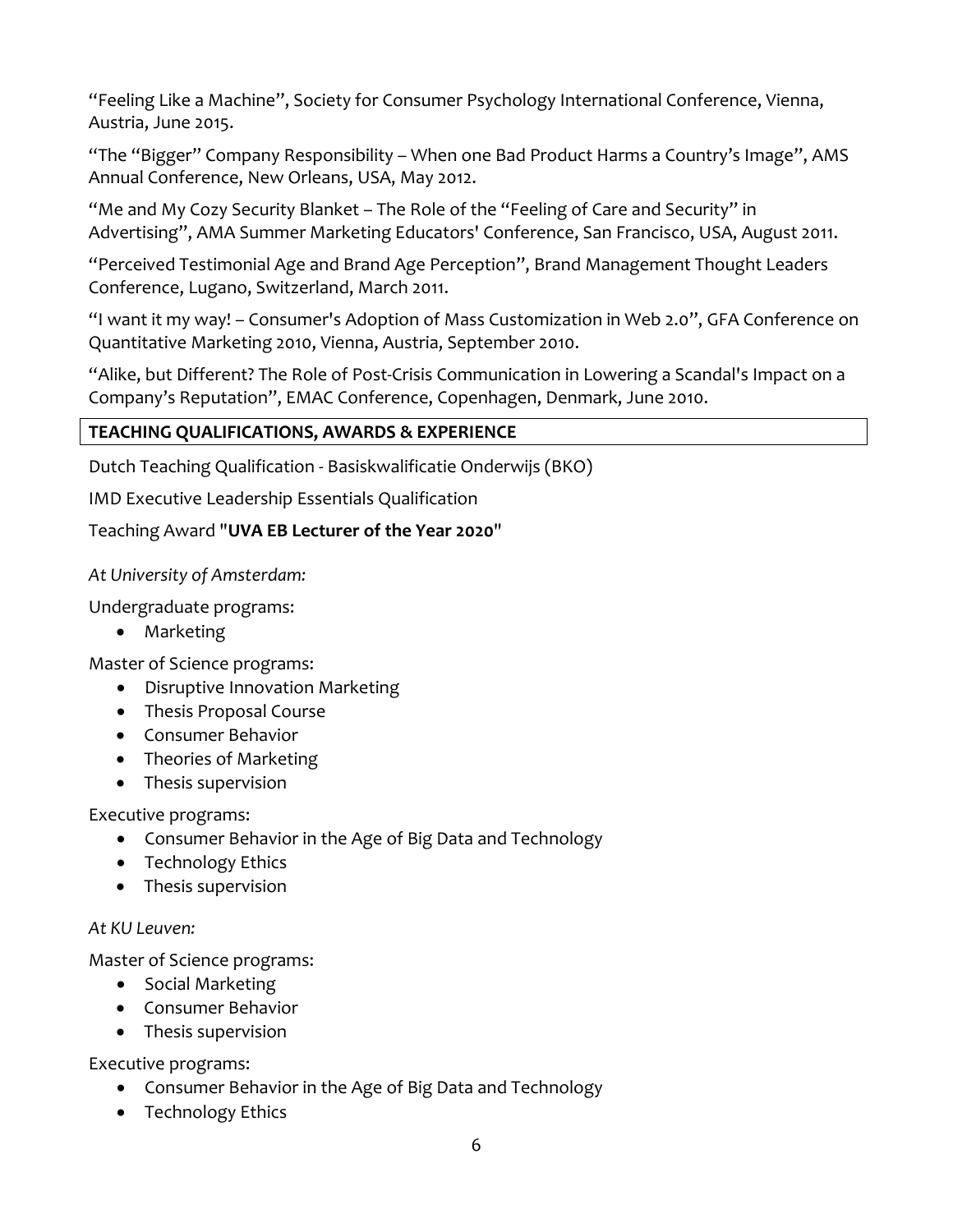“Feeling Like a Machine”, Society for Consumer Psychology International Conference, Vienna, Austria, June 2015.

“The “Bigger” Company Responsibility – When one Bad Product Harms a Country’s Image”, AMS Annual Conference, New Orleans, USA, May 2012.

“Me and My Cozy Security Blanket – The Role of the “Feeling of Care and Security” in Advertising”, AMA Summer Marketing Educators' Conference, San Francisco, USA, August 2011.

“Perceived Testimonial Age and Brand Age Perception”, Brand Management Thought Leaders Conference, Lugano, Switzerland, March 2011.

“I want it my way! – Consumer's Adoption of Mass Customization in Web 2.0”, GFA Conference on Quantitative Marketing 2010, Vienna, Austria, September 2010.

“Alike, but Different? The Role of Post-Crisis Communication in Lowering a Scandal's Impact on a Company’s Reputation”, EMAC Conference, Copenhagen, Denmark, June 2010.

## TEACHING QUALIFICATIONS, AWARDS & EXPERIENCE

Dutch Teaching Qualification - Basiskwalificatie Onderwijs (BKO)

IMD Executive Leadership Essentials Qualification

Teaching Award "**UVA EB Lecturer of the Year 2020**"

*At University of Amsterdam:*

Undergraduate programs:

- Marketing

Master of Science programs:

- Disruptive Innovation Marketing
- Thesis Proposal Course
- Consumer Behavior
- Theories of Marketing
- Thesis supervision

Executive programs:

- Consumer Behavior in the Age of Big Data and Technology
- Technology Ethics
- Thesis supervision

*At KU Leuven:*

Master of Science programs:

- Social Marketing
- Consumer Behavior
- Thesis supervision

Executive programs:

- Consumer Behavior in the Age of Big Data and Technology
- Technology Ethics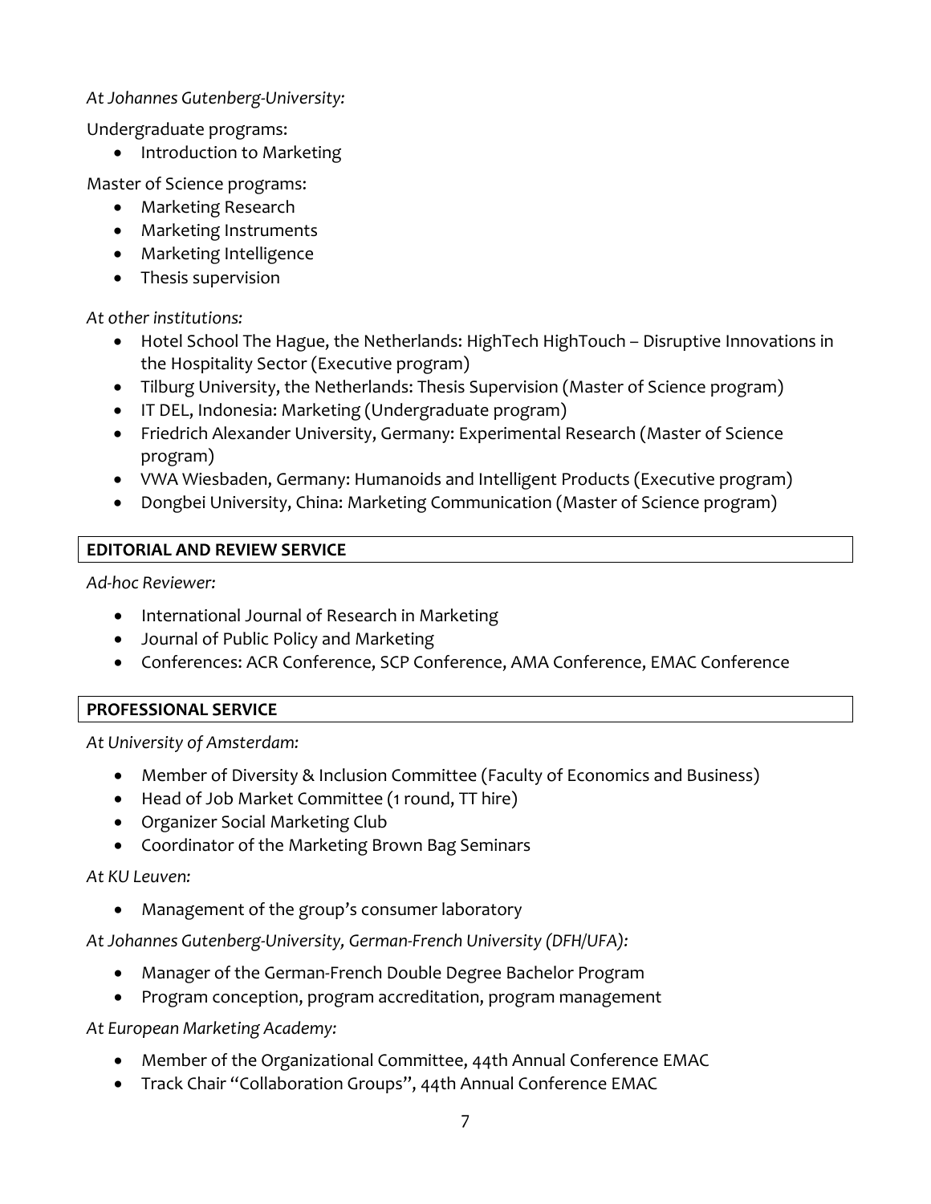*At Johannes Gutenberg-University:*

Undergraduate programs:

- Introduction to Marketing

Master of Science programs:

- Marketing Research
- Marketing Instruments
- Marketing Intelligence
- Thesis supervision

*At other institutions:*

- Hotel School The Hague, the Netherlands: HighTech HighTouch – Disruptive Innovations in the Hospitality Sector (Executive program)
- Tilburg University, the Netherlands: Thesis Supervision (Master of Science program)
- IT DEL, Indonesia: Marketing (Undergraduate program)
- Friedrich Alexander University, Germany: Experimental Research (Master of Science program)
- VWA Wiesbaden, Germany: Humanoids and Intelligent Products (Executive program)
- Dongbei University, China: Marketing Communication (Master of Science program)

## EDITORIAL AND REVIEW SERVICE

*Ad-hoc Reviewer:*

- International Journal of Research in Marketing
- Journal of Public Policy and Marketing
- Conferences: ACR Conference, SCP Conference, AMA Conference, EMAC Conference

## PROFESSIONAL SERVICE

*At University of Amsterdam:*

- Member of Diversity & Inclusion Committee (Faculty of Economics and Business)
- Head of Job Market Committee (1 round, TT hire)
- Organizer Social Marketing Club
- Coordinator of the Marketing Brown Bag Seminars

*At KU Leuven:*

- Management of the group's consumer laboratory

*At Johannes Gutenberg-University, German-French University (DFH/UFA):*

- Manager of the German-French Double Degree Bachelor Program
- Program conception, program accreditation, program management

*At European Marketing Academy:*

- Member of the Organizational Committee, 44th Annual Conference EMAC
- Track Chair "Collaboration Groups", 44th Annual Conference EMAC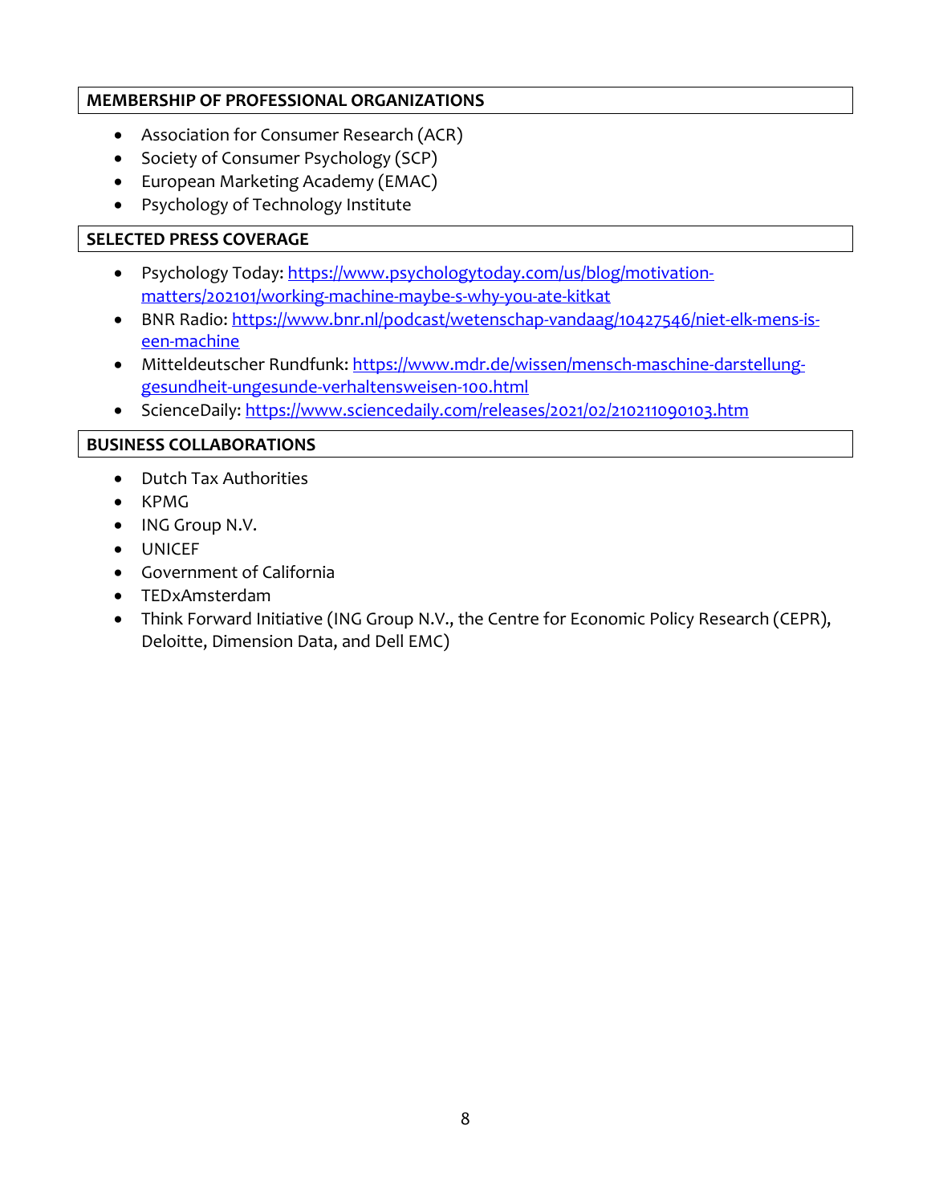## MEMBERSHIP OF PROFESSIONAL ORGANIZATIONS

- Association for Consumer Research (ACR)
- Society of Consumer Psychology (SCP)
- European Marketing Academy (EMAC)
- Psychology of Technology Institute

## SELECTED PRESS COVERAGE

- Psychology Today: https://www.psychologytoday.com/us/blog/motivation-matters/202101/working-machine-maybe-s-why-you-ate-kitkat
- BNR Radio: https://www.bnr.nl/podcast/wetenschap-vandaag/10427546/niet-elk-mens-is-een-machine
- Mitteldeutscher Rundfunk: https://www.mdr.de/wissen/mensch-maschine-darstellung-gesundheit-ungesunde-verhaltensweisen-100.html
- ScienceDaily: https://www.sciencedaily.com/releases/2021/02/210211090103.htm

## BUSINESS COLLABORATIONS

- Dutch Tax Authorities
- KPMG
- ING Group N.V.
- UNICEF
- Government of California
- TEDxAmsterdam
- Think Forward Initiative (ING Group N.V., the Centre for Economic Policy Research (CEPR), Deloitte, Dimension Data, and Dell EMC)